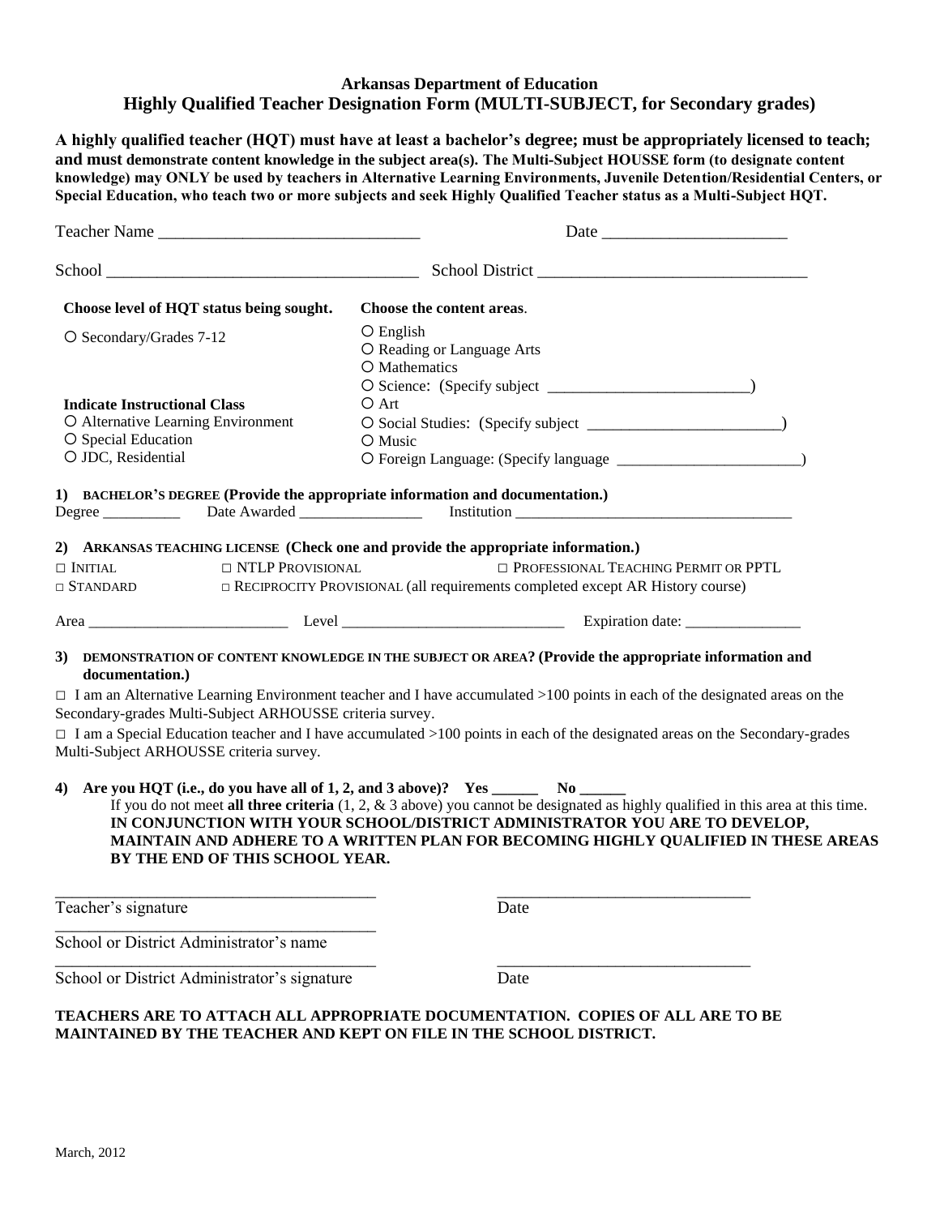**Arkansas Department of Education**
**Highly Qualified Teacher Designation Form (MULTI-SUBJECT, for Secondary grades)**

**A highly qualified teacher (HQT) must have at least a bachelor's degree; must be appropriately licensed to teach; and must demonstrate content knowledge in the subject area(s). The Multi-Subject HOUSSE form (to designate content knowledge) may ONLY be used by teachers in Alternative Learning Environments, Juvenile Detention/Residential Centers, or Special Education, who teach two or more subjects and seek Highly Qualified Teacher status as a Multi-Subject HQT.**

Teacher Name ______________________________ Date ______________________

School ____________________________________ School District ________________________________

**Choose level of HQT status being sought.**

○ Secondary/Grades 7-12

**Indicate Instructional Class**

○ Alternative Learning Environment
○ Special Education
○ JDC, Residential

**Choose the content areas.**

○ English
○ Reading or Language Arts
○ Mathematics
○ Science: (Specify subject ________________________)
○ Art
○ Social Studies: (Specify subject ________________________)
○ Music
○ Foreign Language: (Specify language _______________________)

**1) BACHELOR'S DEGREE (Provide the appropriate information and documentation.)**

Degree __________ Date Awarded ________________ Institution ___________________________________

**2) ARKANSAS TEACHING LICENSE (Check one and provide the appropriate information.)**

□ INITIAL □ NTLP PROVISIONAL □ PROFESSIONAL TEACHING PERMIT OR PPTL
□ STANDARD □ RECIPROCITY PROVISIONAL (all requirements completed except AR History course)

Area _________________________ Level ____________________________ Expiration date: _______________

**3) DEMONSTRATION OF CONTENT KNOWLEDGE IN THE SUBJECT OR AREA? (Provide the appropriate information and documentation.)**

□ I am an Alternative Learning Environment teacher and I have accumulated >100 points in each of the designated areas on the Secondary-grades Multi-Subject ARHOUSSE criteria survey.

□ I am a Special Education teacher and I have accumulated >100 points in each of the designated areas on the Secondary-grades Multi-Subject ARHOUSSE criteria survey.

**4) Are you HQT (i.e., do you have all of 1, 2, and 3 above)? Yes ______ No ______**

If you do not meet **all three criteria** (1, 2, & 3 above) you cannot be designated as highly qualified in this area at this time. **IN CONJUNCTION WITH YOUR SCHOOL/DISTRICT ADMINISTRATOR YOU ARE TO DEVELOP, MAINTAIN AND ADHERE TO A WRITTEN PLAN FOR BECOMING HIGHLY QUALIFIED IN THESE AREAS BY THE END OF THIS SCHOOL YEAR.**

_______________________________________ _______________________________
Teacher's signature Date

_______________________________________
School or District Administrator's name

_______________________________________ _______________________________
School or District Administrator's signature Date

**TEACHERS ARE TO ATTACH ALL APPROPRIATE DOCUMENTATION. COPIES OF ALL ARE TO BE MAINTAINED BY THE TEACHER AND KEPT ON FILE IN THE SCHOOL DISTRICT.**

March, 2012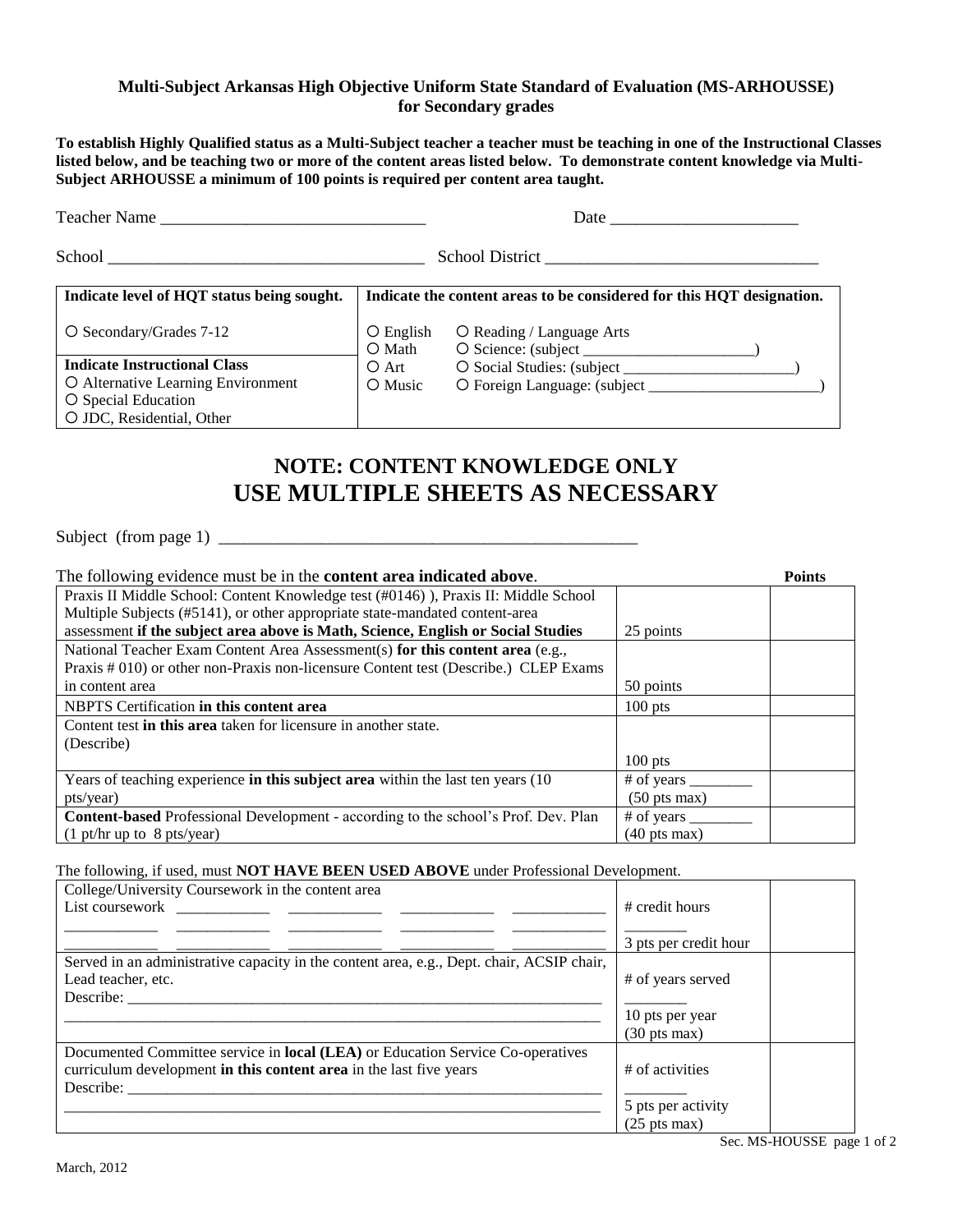**Multi-Subject Arkansas High Objective Uniform State Standard of Evaluation (MS-ARHOUSSE) for Secondary grades**

**To establish Highly Qualified status as a Multi-Subject teacher a teacher must be teaching in one of the Instructional Classes listed below, and be teaching two or more of the content areas listed below. To demonstrate content knowledge via Multi-Subject ARHOUSSE a minimum of 100 points is required per content area taught.**

Teacher Name ______________________________ Date _____________________

School ____________________________________ School District ______________________________

| Indicate level of HQT status being sought. | Indicate the content areas to be considered for this HQT designation. | |
|---|---|---|
| ○ Secondary/Grades 7-12 | ○ English<br>○ Math | ○ Reading / Language Arts<br>○ Science: (subject _____________________) |
| **Indicate Instructional Class**<br>○ Alternative Learning Environment<br>○ Special Education<br>○ JDC, Residential, Other | ○ Art<br>○ Music | ○ Social Studies: (subject _____________________)<br>○ Foreign Language: (subject _____________________) |

# NOTE: CONTENT KNOWLEDGE ONLY
# USE MULTIPLE SHEETS AS NECESSARY

Subject (from page 1) ______________________________________________

The following evidence must be in the **content area indicated above**.

| | | Points |
|---|---|---|
| Praxis II Middle School: Content Knowledge test (#0146) ), Praxis II: Middle School Multiple Subjects (#5141), or other appropriate state-mandated content-area assessment **if the subject area above is Math, Science, English or Social Studies** | 25 points | |
| National Teacher Exam Content Area Assessment(s) **for this content area** (e.g., Praxis # 010) or other non-Praxis non-licensure Content test (Describe.) CLEP Exams in content area | 50 points | |
| NBPTS Certification **in this content area** | 100 pts | |
| Content test **in this area** taken for licensure in another state. (Describe) | 100 pts | |
| Years of teaching experience **in this subject area** within the last ten years (10 pts/year) | # of years ________ (50 pts max) | |
| **Content-based** Professional Development - according to the school's Prof. Dev. Plan (1 pt/hr up to 8 pts/year) | # of years ________ (40 pts max) | |

The following, if used, must **NOT HAVE BEEN USED ABOVE** under Professional Development.

| | | |
|---|---|---|
| College/University Coursework in the content area<br>List coursework ____________ ____________ ____________ ____________<br>____________ ____________ ____________ ____________ ____________<br>____________ ____________ ____________ ____________ ____________ | # credit hours ________<br>3 pts per credit hour | |
| Served in an administrative capacity in the content area, e.g., Dept. chair, ACSIP chair, Lead teacher, etc.<br>Describe: ______________________________________________________<br>________________________________________________________________ | # of years served ________<br>10 pts per year (30 pts max) | |
| Documented Committee service in **local (LEA)** or Education Service Co-operatives curriculum development **in this content area** in the last five years<br>Describe: ______________________________________________________<br>________________________________________________________________ | # of activities ________<br>5 pts per activity (25 pts max) | |

March, 2012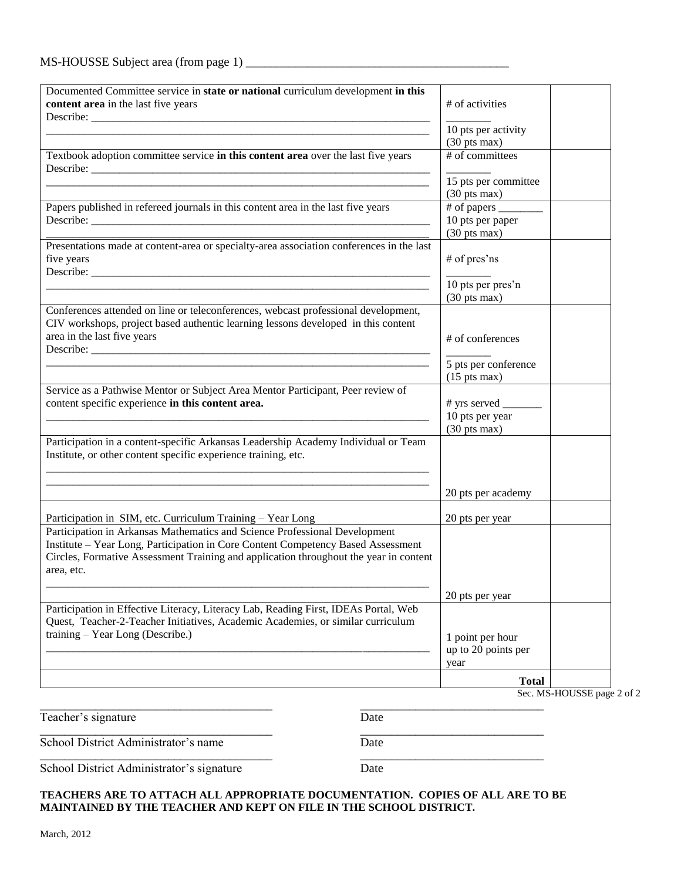MS-HOUSSE Subject area (from page 1) ___________________________________________

| | | |
|---|---|---|
| Documented Committee service in **state or national** curriculum development **in this content area** in the last five years<br>Describe: ______________________________________________________________<br>______________________________________________________________________ | # of activities<br>________<br>10 pts per activity<br>(30 pts max) | |
| Textbook adoption committee service **in this content area** over the last five years<br>Describe: ______________________________________________________________<br>______________________________________________________________________ | # of committees<br>________<br>15 pts per committee<br>(30 pts max) | |
| Papers published in refereed journals in this content area in the last five years<br>Describe: ______________________________________________________________<br>______________________________________________________________________ | # of papers ________<br>10 pts per paper<br>(30 pts max) | |
| Presentations made at content-area or specialty-area association conferences in the last five years<br>Describe: ______________________________________________________________<br>______________________________________________________________________ | # of pres'ns<br>________<br>10 pts per pres'n<br>(30 pts max) | |
| Conferences attended on line or teleconferences, webcast professional development, CIV workshops, project based authentic learning lessons developed in this content area in the last five years<br>Describe: ______________________________________________________________<br>______________________________________________________________________ | # of conferences<br>________<br>5 pts per conference<br>(15 pts max) | |
| Service as a Pathwise Mentor or Subject Area Mentor Participant, Peer review of content specific experience **in this content area.**<br>______________________________________________________________________ | # yrs served _______<br>10 pts per year<br>(30 pts max) | |
| Participation in a content-specific Arkansas Leadership Academy Individual or Team Institute, or other content specific experience training, etc.<br>______________________________________________________________________<br>______________________________________________________________________ | 20 pts per academy | |
| Participation in SIM, etc. Curriculum Training – Year Long | 20 pts per year | |
| Participation in Arkansas Mathematics and Science Professional Development Institute – Year Long, Participation in Core Content Competency Based Assessment Circles, Formative Assessment Training and application throughout the year in content area, etc.<br>______________________________________________________________________ | 20 pts per year | |
| Participation in Effective Literacy, Literacy Lab, Reading First, IDEAs Portal, Web Quest, Teacher-2-Teacher Initiatives, Academic Academies, or similar curriculum training – Year Long (Describe.)<br>______________________________________________________________________ | 1 point per hour up to 20 points per year | |
| | **Total** | |

Sec. MS-HOUSSE page 2 of 2

_____________________________________ _____________________________
Teacher's signature Date

_____________________________________ _____________________________
School District Administrator's name Date

_____________________________________ _____________________________
School District Administrator's signature Date

**TEACHERS ARE TO ATTACH ALL APPROPRIATE DOCUMENTATION. COPIES OF ALL ARE TO BE MAINTAINED BY THE TEACHER AND KEPT ON FILE IN THE SCHOOL DISTRICT.**

March, 2012